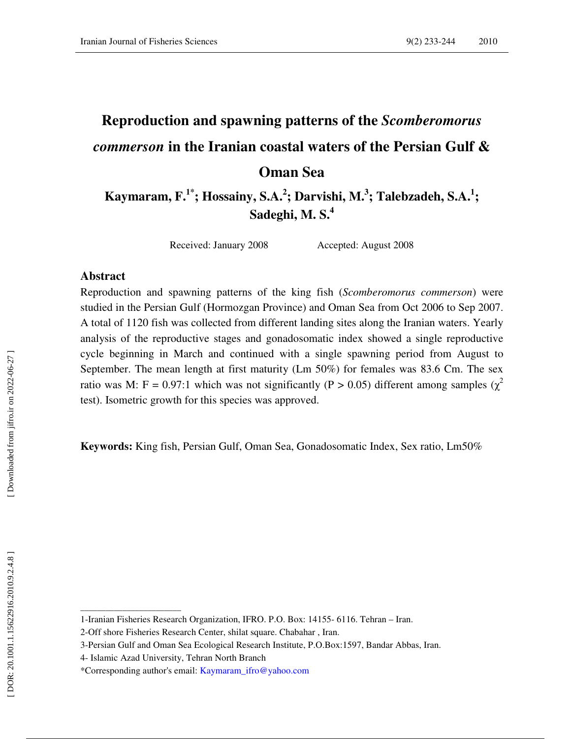# Reproduction and spawning patterns of the *Scomberomorus commerson* in the Iranian coastal waters of the Persian Gulf & Oman Sea

**Kaymaram, F.[1*]; Hossainy, S.A.[2]; Darvishi, M.[3]; Talebzadeh, S.A.[1]; Sadeghi, M. S.[4]**

Received: January 2008 Accepted: August 2008

## Abstract

Reproduction and spawning patterns of the king fish (*Scomberomorus commerson*) were studied in the Persian Gulf (Hormozgan Province) and Oman Sea from Oct 2006 to Sep 2007. A total of 1120 fish was collected from different landing sites along the Iranian waters. Yearly analysis of the reproductive stages and gonadosomatic index showed a single reproductive cycle beginning in March and continued with a single spawning period from August to September. The mean length at first maturity (Lm 50%) for females was 83.6 Cm. The sex ratio was M: F = 0.97:1 which was not significantly ($P > 0.05$) different among samples ($\chi^2$ test). Isometric growth for this species was approved.

**Keywords:** King fish, Persian Gulf, Oman Sea, Gonadosomatic Index, Sex ratio, Lm50%

---

1-Iranian Fisheries Research Organization, IFRO. P.O. Box: 14155- 6116. Tehran – Iran.

2-Off shore Fisheries Research Center, shilat square. Chabahar , Iran.

3-Persian Gulf and Oman Sea Ecological Research Institute, P.O.Box:1597, Bandar Abbas, Iran.

4- Islamic Azad University, Tehran North Branch

*Corresponding author's email: Kaymaram_ifro@yahoo.com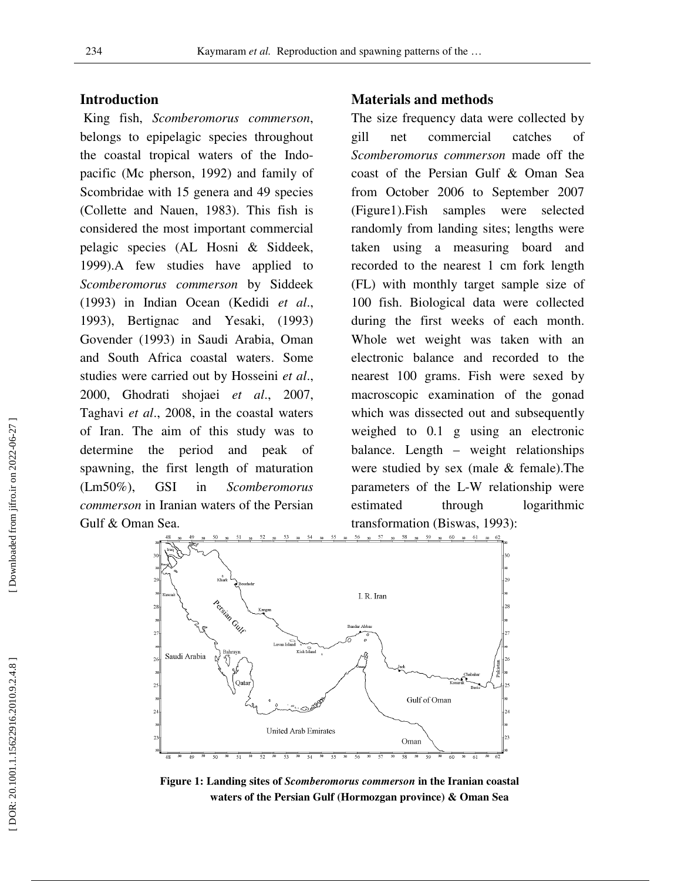## Introduction

King fish, *Scomberomorus commerson*, belongs to epipelagic species throughout the coastal tropical waters of the Indo-pacific (Mc pherson, 1992) and family of Scombridae with 15 genera and 49 species (Collette and Nauen, 1983). This fish is considered the most important commercial pelagic species (AL Hosni & Siddeek, 1999).A few studies have applied to *Scomberomorus commerson* by Siddeek (1993) in Indian Ocean (Kedidi *et al*., 1993), Bertignac and Yesaki, (1993) Govender (1993) in Saudi Arabia, Oman and South Africa coastal waters. Some studies were carried out by Hosseini *et al*., 2000, Ghodrati shojaei *et al*., 2007, Taghavi *et al*., 2008, in the coastal waters of Iran. The aim of this study was to determine the period and peak of spawning, the first length of maturation (Lm50%), GSI in *Scomberomorus commerson* in Iranian waters of the Persian Gulf & Oman Sea.

## Materials and methods

The size frequency data were collected by gill net commercial catches of *Scomberomorus commerson* made off the coast of the Persian Gulf & Oman Sea from October 2006 to September 2007 (Figure1).Fish samples were selected randomly from landing sites; lengths were taken using a measuring board and recorded to the nearest 1 cm fork length (FL) with monthly target sample size of 100 fish. Biological data were collected during the first weeks of each month. Whole wet weight was taken with an electronic balance and recorded to the nearest 100 grams. Fish were sexed by macroscopic examination of the gonad which was dissected out and subsequently weighed to 0.1 g using an electronic balance. Length – weight relationships were studied by sex (male & female).The parameters of the L-W relationship were estimated through logarithmic transformation (Biswas, 1993):

**Figure 1: Landing sites of *Scomberomorus commerson* in the Iranian coastal waters of the Persian Gulf (Hormozgan province) & Oman Sea**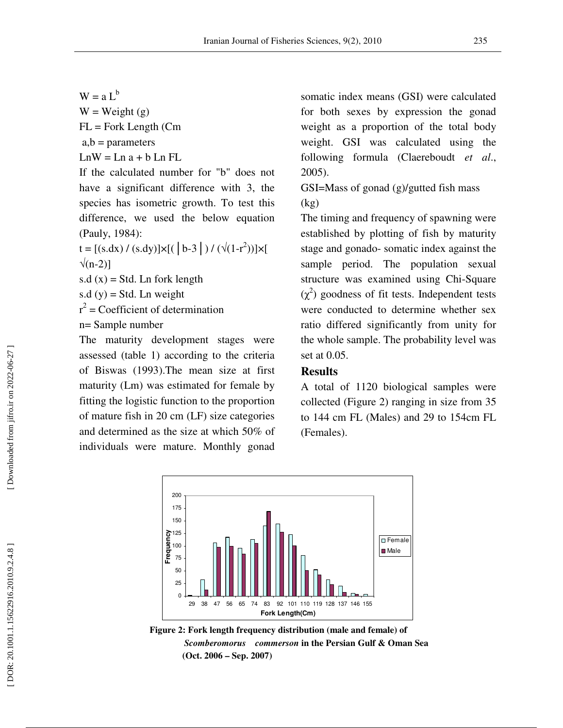$W = a L^b$

W = Weight (g)

FL = Fork Length (Cm

a,b = parameters

$LnW = Ln\ a + b\ Ln\ FL$

If the calculated number for "b" does not have a significant difference with 3, the species has isometric growth. To test this difference, we used the below equation (Pauly, 1984):

$t = [(s.dx) / (s.dy)] \times [(|b-3|) / (\sqrt{(1-r^2)})] \times [\sqrt{(n-2)}]$

s.d (x) = Std. Ln fork length

s.d (y) = Std. Ln weight

$r^2$ = Coefficient of determination

n= Sample number

The maturity development stages were assessed (table 1) according to the criteria of Biswas (1993).The mean size at first maturity (Lm) was estimated for female by fitting the logistic function to the proportion of mature fish in 20 cm (LF) size categories and determined as the size at which 50% of individuals were mature. Monthly gonad somatic index means (GSI) were calculated for both sexes by expression the gonad weight as a proportion of the total body weight. GSI was calculated using the following formula (Claereboudt *et al*., 2005).

GSI=Mass of gonad (g)/gutted fish mass (kg)

The timing and frequency of spawning were established by plotting of fish by maturity stage and gonado- somatic index against the sample period. The population sexual structure was examined using Chi-Square ($\chi^2$) goodness of fit tests. Independent tests were conducted to determine whether sex ratio differed significantly from unity for the whole sample. The probability level was set at 0.05.

## Results

A total of 1120 biological samples were collected (Figure 2) ranging in size from 35 to 144 cm FL (Males) and 29 to 154cm FL (Females).

**Figure 2: Fork length frequency distribution (male and female) of *Scomberomorus commerson* in the Persian Gulf & Oman Sea (Oct. 2006 – Sep. 2007)**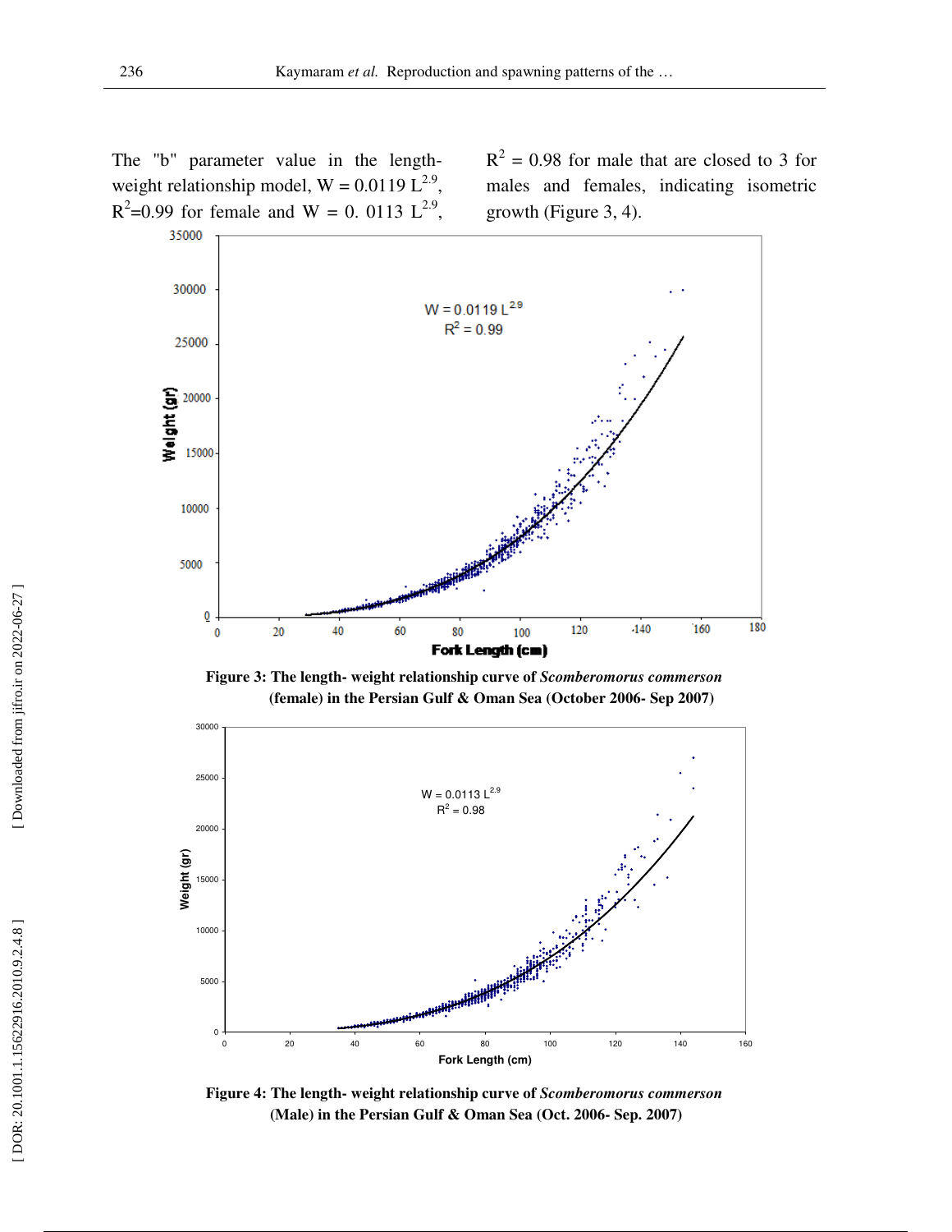The "b" parameter value in the length-weight relationship model, $W = 0.0119\ L^{2.9}$, $R^2$=0.99 for female and $W = 0.\ 0113\ L^{2.9}$, $R^2$ = 0.98 for male that are closed to 3 for males and females, indicating isometric growth (Figure 3, 4).

**Figure 3: The length- weight relationship curve of *Scomberomorus commerson* (female) in the Persian Gulf & Oman Sea (October 2006- Sep 2007)**

**Figure 4: The length- weight relationship curve of *Scomberomorus commerson* (Male) in the Persian Gulf & Oman Sea (Oct. 2006- Sep. 2007)**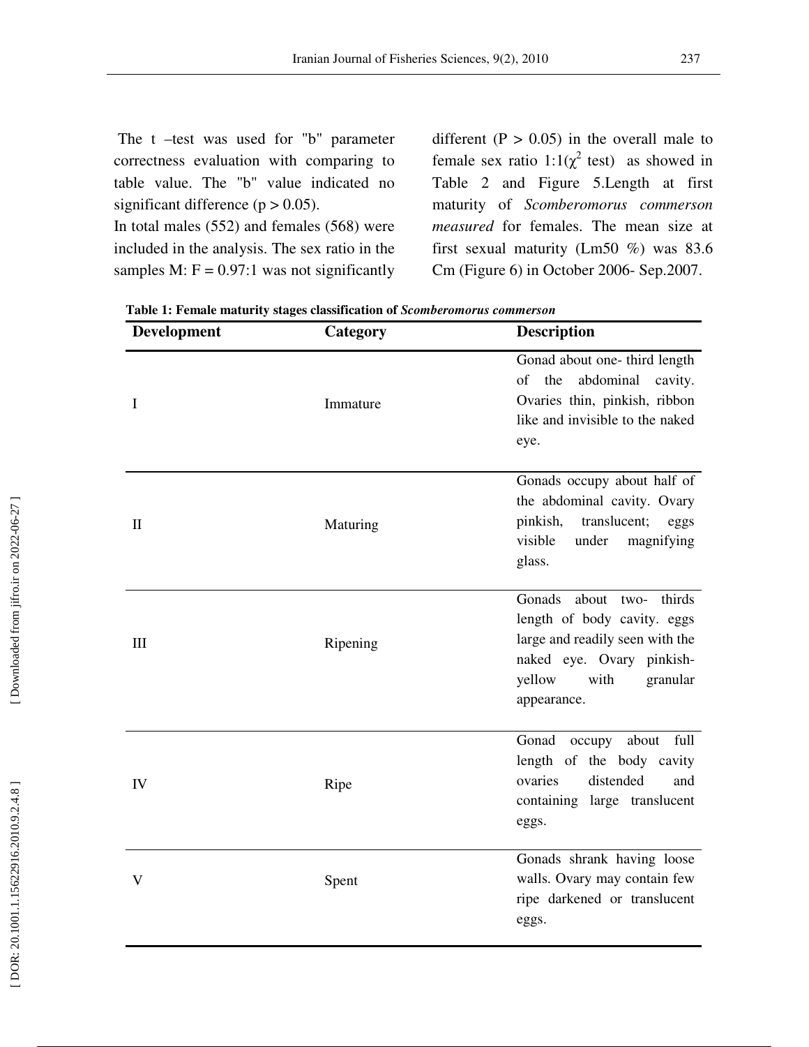The t –test was used for "b" parameter correctness evaluation with comparing to table value. The "b" value indicated no significant difference ($p > 0.05$).

In total males (552) and females (568) were included in the analysis. The sex ratio in the samples M: F = 0.97:1 was not significantly different ($P > 0.05$) in the overall male to female sex ratio 1:1($\chi^2$ test) as showed in Table 2 and Figure 5.Length at first maturity of *Scomberomorus commerson measured* for females. The mean size at first sexual maturity (Lm50 %) was 83.6 Cm (Figure 6) in October 2006- Sep.2007.

**Table 1: Female maturity stages classification of *Scomberomorus commerson***

| Development | Category | Description |
|---|---|---|
| I | Immature | Gonad about one- third length of the abdominal cavity. Ovaries thin, pinkish, ribbon like and invisible to the naked eye. |
| II | Maturing | Gonads occupy about half of the abdominal cavity. Ovary pinkish, translucent; eggs visible under magnifying glass. |
| III | Ripening | Gonads about two- thirds length of body cavity. eggs large and readily seen with the naked eye. Ovary pinkish-yellow with granular appearance. |
| IV | Ripe | Gonad occupy about full length of the body cavity ovaries distended and containing large translucent eggs. |
| V | Spent | Gonads shrank having loose walls. Ovary may contain few ripe darkened or translucent eggs. |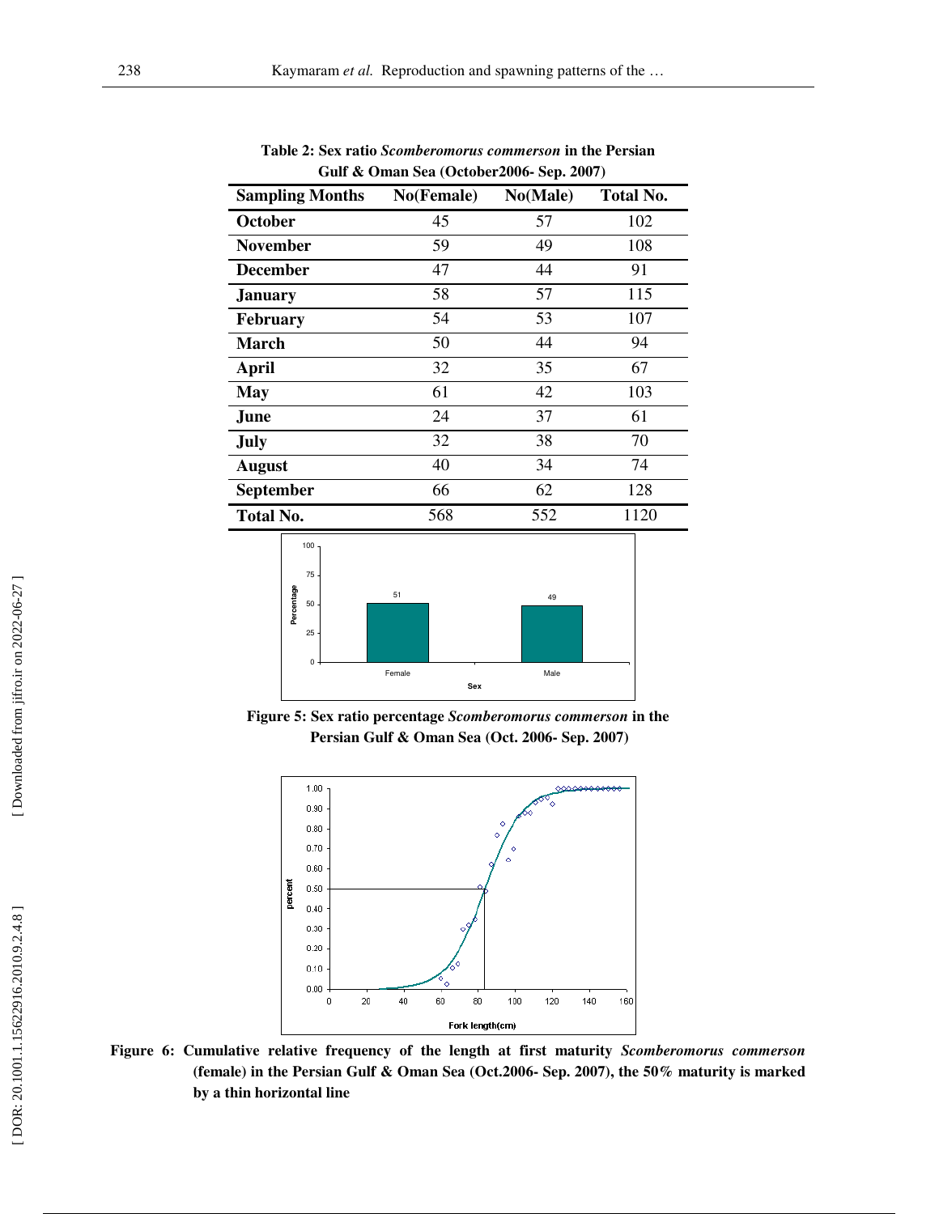**Table 2: Sex ratio *Scomberomorus commerson* in the Persian Gulf & Oman Sea (October2006- Sep. 2007)**

| Sampling Months | No(Female) | No(Male) | Total No. |
|---|---|---|---|
| **October** | 45 | 57 | 102 |
| **November** | 59 | 49 | 108 |
| **December** | 47 | 44 | 91 |
| **January** | 58 | 57 | 115 |
| **February** | 54 | 53 | 107 |
| **March** | 50 | 44 | 94 |
| **April** | 32 | 35 | 67 |
| **May** | 61 | 42 | 103 |
| **June** | 24 | 37 | 61 |
| **July** | 32 | 38 | 70 |
| **August** | 40 | 34 | 74 |
| **September** | 66 | 62 | 128 |
| **Total No.** | 568 | 552 | 1120 |

**Figure 5: Sex ratio percentage *Scomberomorus commerson* in the Persian Gulf & Oman Sea (Oct. 2006- Sep. 2007)**

**Figure 6: Cumulative relative frequency of the length at first maturity *Scomberomorus commerson* (female) in the Persian Gulf & Oman Sea (Oct.2006- Sep. 2007), the 50% maturity is marked by a thin horizontal line**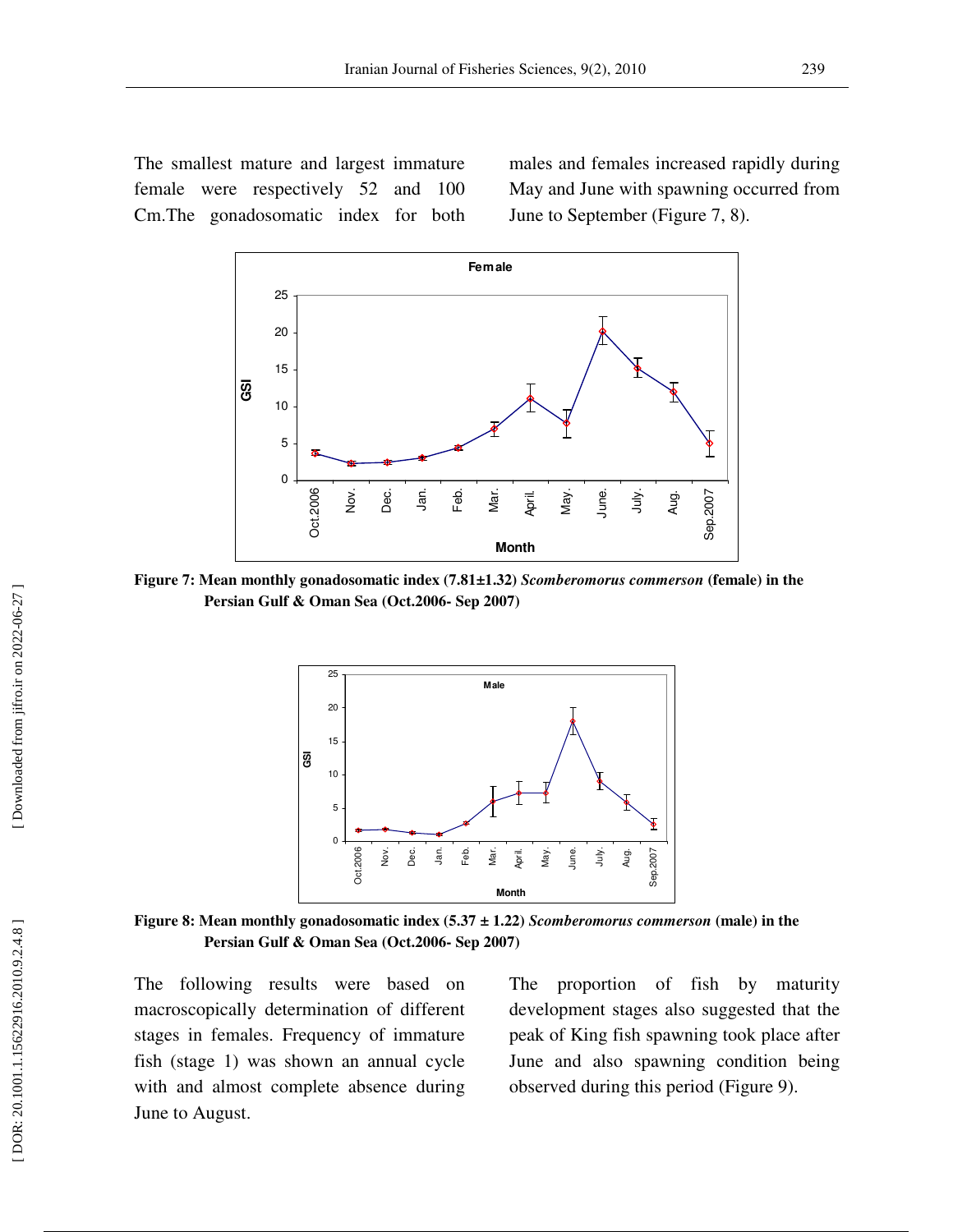The smallest mature and largest immature female were respectively 52 and 100 Cm.The gonadosomatic index for both males and females increased rapidly during May and June with spawning occurred from June to September (Figure 7, 8).

**Figure 7: Mean monthly gonadosomatic index (7.81±1.32) *Scomberomorus commerson* (female) in the Persian Gulf & Oman Sea (Oct.2006- Sep 2007)**

**Figure 8: Mean monthly gonadosomatic index (5.37 ± 1.22) *Scomberomorus commerson* (male) in the Persian Gulf & Oman Sea (Oct.2006- Sep 2007)**

The following results were based on macroscopically determination of different stages in females. Frequency of immature fish (stage 1) was shown an annual cycle with and almost complete absence during June to August.

The proportion of fish by maturity development stages also suggested that the peak of King fish spawning took place after June and also spawning condition being observed during this period (Figure 9).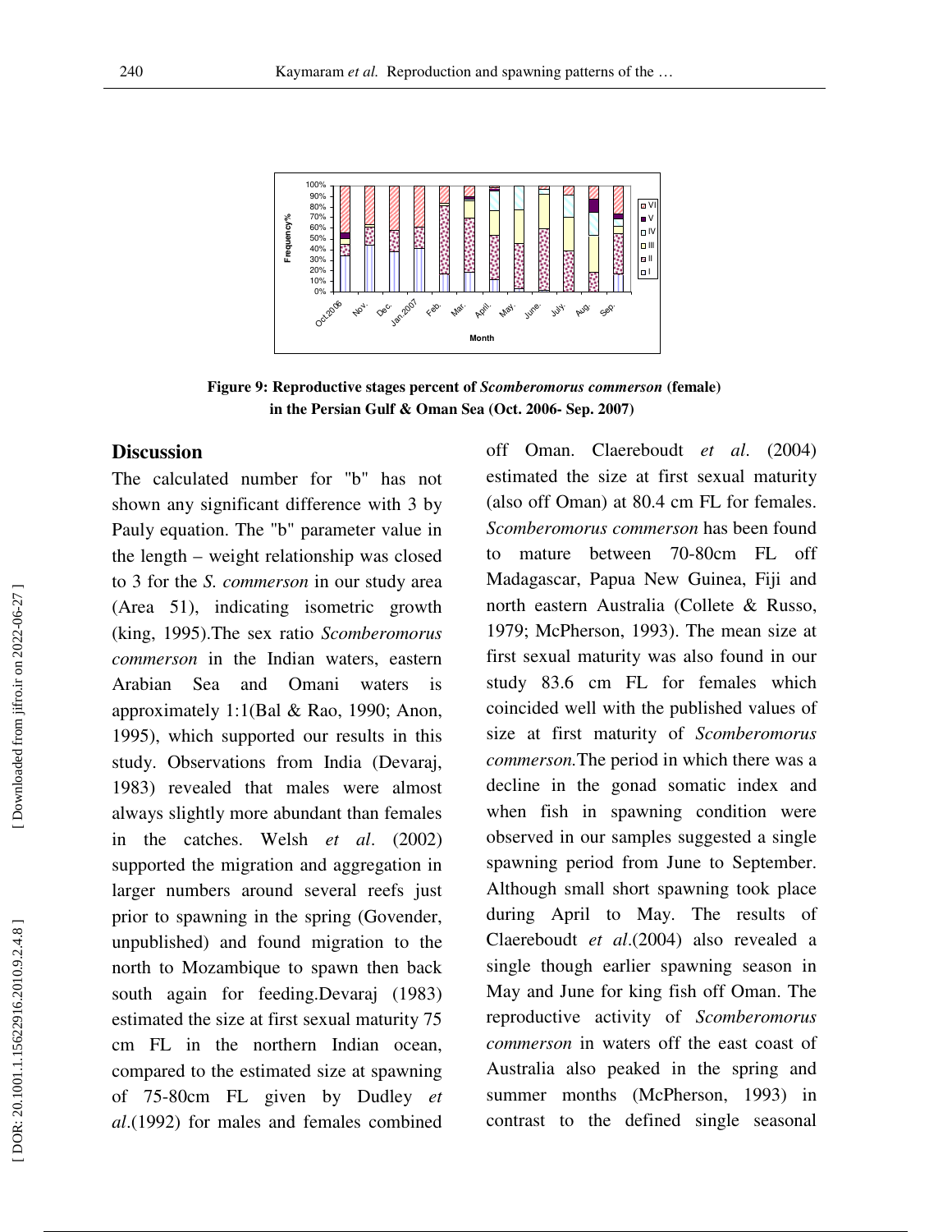Figure 9: Reproductive stages percent of *Scomberomorus commerson* (female) in the Persian Gulf & Oman Sea (Oct. 2006- Sep. 2007)

## Discussion

The calculated number for "b" has not shown any significant difference with 3 by Pauly equation. The "b" parameter value in the length – weight relationship was closed to 3 for the *S. commerson* in our study area (Area 51), indicating isometric growth (king, 1995).The sex ratio *Scomberomorus commerson* in the Indian waters, eastern Arabian Sea and Omani waters is approximately 1:1(Bal & Rao, 1990; Anon, 1995), which supported our results in this study. Observations from India (Devaraj, 1983) revealed that males were almost always slightly more abundant than females in the catches. Welsh *et al*. (2002) supported the migration and aggregation in larger numbers around several reefs just prior to spawning in the spring (Govender, unpublished) and found migration to the north to Mozambique to spawn then back south again for feeding.Devaraj (1983) estimated the size at first sexual maturity 75 cm FL in the northern Indian ocean, compared to the estimated size at spawning of 75-80cm FL given by Dudley *et al*.(1992) for males and females combined off Oman. Claereboudt *et al*. (2004) estimated the size at first sexual maturity (also off Oman) at 80.4 cm FL for females. *Scomberomorus commerson* has been found to mature between 70-80cm FL off Madagascar, Papua New Guinea, Fiji and north eastern Australia (Collete & Russo, 1979; McPherson, 1993). The mean size at first sexual maturity was also found in our study 83.6 cm FL for females which coincided well with the published values of size at first maturity of *Scomberomorus commerson.*The period in which there was a decline in the gonad somatic index and when fish in spawning condition were observed in our samples suggested a single spawning period from June to September. Although small short spawning took place during April to May. The results of Claereboudt *et al*.(2004) also revealed a single though earlier spawning season in May and June for king fish off Oman. The reproductive activity of *Scomberomorus commerson* in waters off the east coast of Australia also peaked in the spring and summer months (McPherson, 1993) in contrast to the defined single seasonal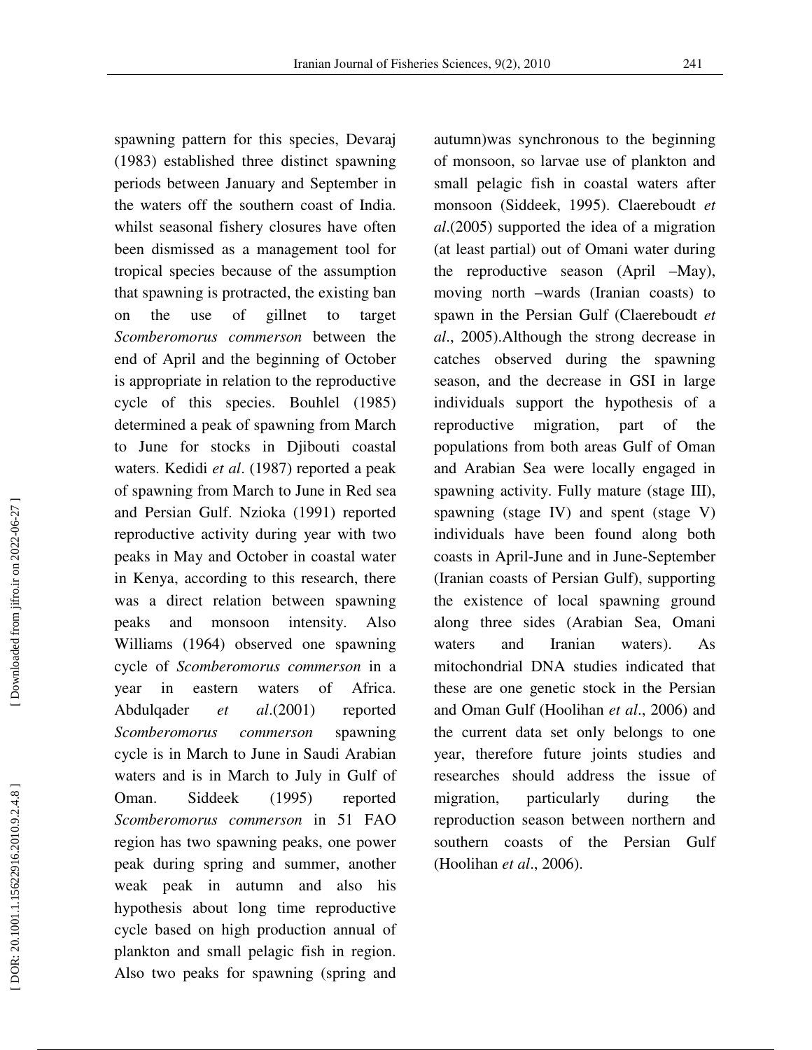spawning pattern for this species, Devaraj (1983) established three distinct spawning periods between January and September in the waters off the southern coast of India. whilst seasonal fishery closures have often been dismissed as a management tool for tropical species because of the assumption that spawning is protracted, the existing ban on the use of gillnet to target *Scomberomorus commerson* between the end of April and the beginning of October is appropriate in relation to the reproductive cycle of this species. Bouhlel (1985) determined a peak of spawning from March to June for stocks in Djibouti coastal waters. Kedidi *et al*. (1987) reported a peak of spawning from March to June in Red sea and Persian Gulf. Nzioka (1991) reported reproductive activity during year with two peaks in May and October in coastal water in Kenya, according to this research, there was a direct relation between spawning peaks and monsoon intensity. Also Williams (1964) observed one spawning cycle of *Scomberomorus commerson* in a year in eastern waters of Africa. Abdulqader *et al*.(2001) reported *Scomberomorus commerson* spawning cycle is in March to June in Saudi Arabian waters and is in March to July in Gulf of Oman. Siddeek (1995) reported *Scomberomorus commerson* in 51 FAO region has two spawning peaks, one power peak during spring and summer, another weak peak in autumn and also his hypothesis about long time reproductive cycle based on high production annual of plankton and small pelagic fish in region. Also two peaks for spawning (spring and autumn)was synchronous to the beginning of monsoon, so larvae use of plankton and small pelagic fish in coastal waters after monsoon (Siddeek, 1995). Claereboudt *et al*.(2005) supported the idea of a migration (at least partial) out of Omani water during the reproductive season (April –May), moving north –wards (Iranian coasts) to spawn in the Persian Gulf (Claereboudt *et al*., 2005).Although the strong decrease in catches observed during the spawning season, and the decrease in GSI in large individuals support the hypothesis of a reproductive migration, part of the populations from both areas Gulf of Oman and Arabian Sea were locally engaged in spawning activity. Fully mature (stage III), spawning (stage IV) and spent (stage V) individuals have been found along both coasts in April-June and in June-September (Iranian coasts of Persian Gulf), supporting the existence of local spawning ground along three sides (Arabian Sea, Omani waters and Iranian waters). As mitochondrial DNA studies indicated that these are one genetic stock in the Persian and Oman Gulf (Hoolihan *et al*., 2006) and the current data set only belongs to one year, therefore future joints studies and researches should address the issue of migration, particularly during the reproduction season between northern and southern coasts of the Persian Gulf (Hoolihan *et al*., 2006).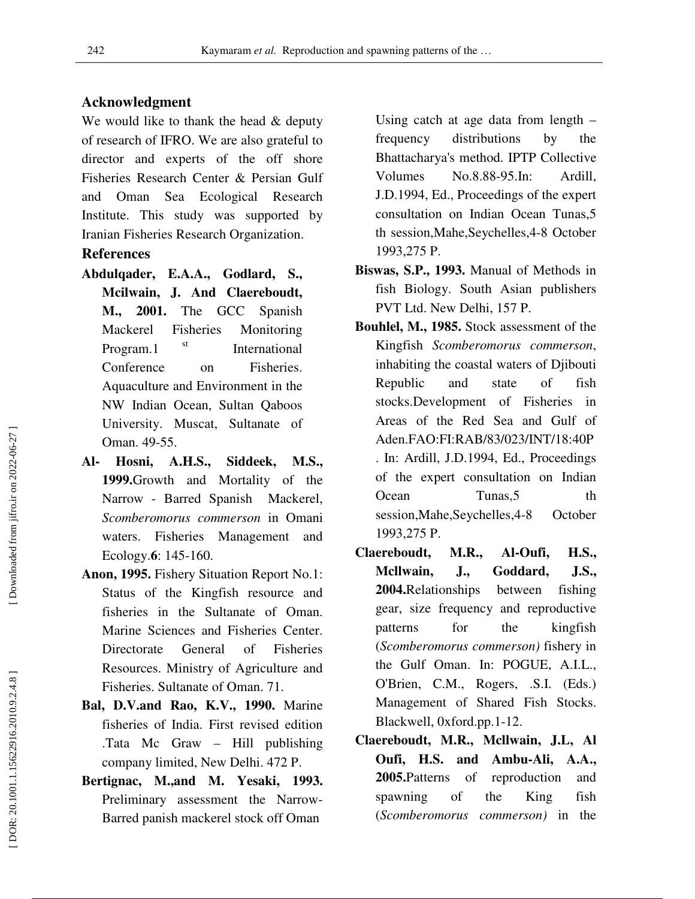## Acknowledgment

We would like to thank the head & deputy of research of IFRO. We are also grateful to director and experts of the off shore Fisheries Research Center & Persian Gulf and Oman Sea Ecological Research Institute. This study was supported by Iranian Fisheries Research Organization.

## References

**Abdulqader, E.A.A., Godlard, S., Mcilwain, J. And Claereboudt, M., 2001.** The GCC Spanish Mackerel Fisheries Monitoring Program.1 st International Conference on Fisheries. Aquaculture and Environment in the NW Indian Ocean, Sultan Qaboos University. Muscat, Sultanate of Oman. 49-55.

**Al- Hosni, A.H.S., Siddeek, M.S., 1999.**Growth and Mortality of the Narrow - Barred Spanish Mackerel, *Scomberomorus commerson* in Omani waters. Fisheries Management and Ecology.**6**: 145-160.

**Anon, 1995.** Fishery Situation Report No.1: Status of the Kingfish resource and fisheries in the Sultanate of Oman. Marine Sciences and Fisheries Center. Directorate General of Fisheries Resources. Ministry of Agriculture and Fisheries. Sultanate of Oman. 71.

**Bal, D.V.and Rao, K.V., 1990.** Marine fisheries of India. First revised edition .Tata Mc Graw – Hill publishing company limited, New Delhi. 472 P.

**Bertignac, M.,and M. Yesaki, 1993.** Preliminary assessment the Narrow-Barred panish mackerel stock off Oman Using catch at age data from length – frequency distributions by the Bhattacharya's method. IPTP Collective Volumes No.8.88-95.In: Ardill, J.D.1994, Ed., Proceedings of the expert consultation on Indian Ocean Tunas,5 th session,Mahe,Seychelles,4-8 October 1993,275 P.

**Biswas, S.P., 1993.** Manual of Methods in fish Biology. South Asian publishers PVT Ltd. New Delhi, 157 P.

**Bouhlel, M., 1985.** Stock assessment of the Kingfish *Scomberomorus commerson*, inhabiting the coastal waters of Djibouti Republic and state of fish stocks.Development of Fisheries in Areas of the Red Sea and Gulf of Aden.FAO:FI:RAB/83/023/INT/18:40P . In: Ardill, J.D.1994, Ed., Proceedings of the expert consultation on Indian Ocean Tunas,5 th session,Mahe,Seychelles,4-8 October 1993,275 P.

**Claereboudt, M.R., Al-Oufi, H.S., Mcllwain, J., Goddard, J.S., 2004.**Relationships between fishing gear, size frequency and reproductive patterns for the kingfish (*Scomberomorus commerson)* fishery in the Gulf Oman. In: POGUE, A.I.L., O'Brien, C.M., Rogers, .S.I. (Eds.) Management of Shared Fish Stocks. Blackwell, 0xford.pp.1-12.

**Claereboudt, M.R., Mcllwain, J.L, Al Oufi, H.S. and Ambu-Ali, A.A., 2005.**Patterns of reproduction and spawning of the King fish (*Scomberomorus commerson)* in the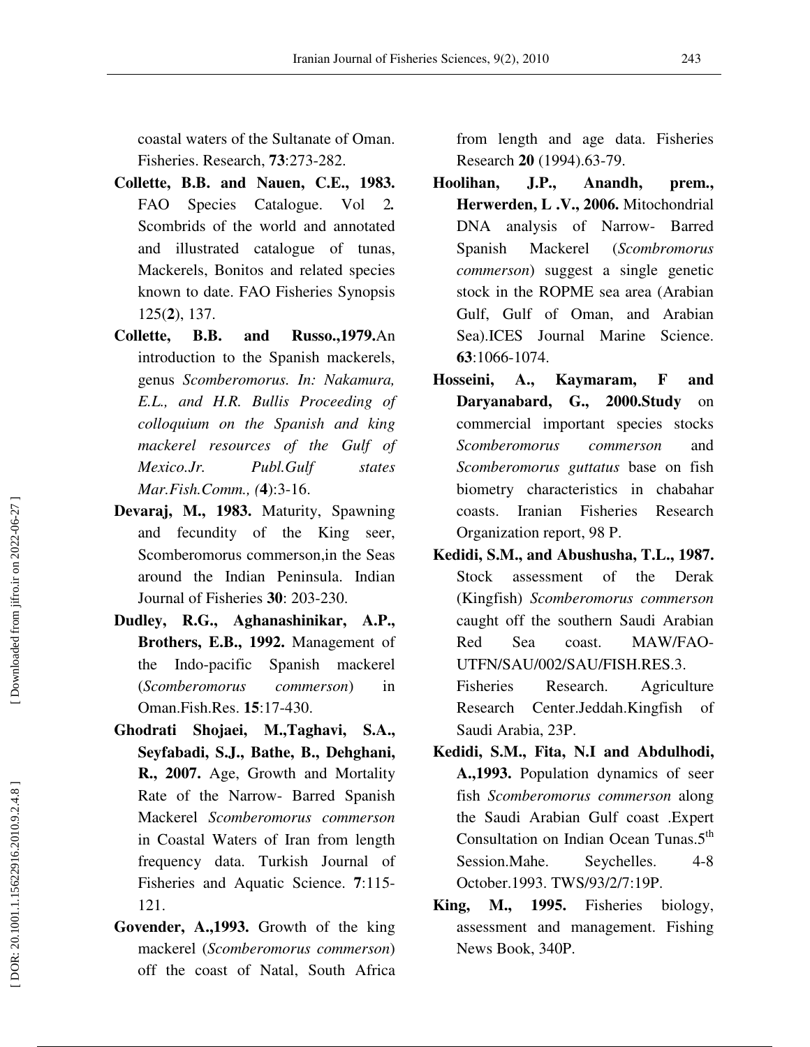coastal waters of the Sultanate of Oman. Fisheries. Research, **73**:273-282.

**Collette, B.B. and Nauen, C.E., 1983.** FAO Species Catalogue. Vol 2*.* Scombrids of the world and annotated and illustrated catalogue of tunas, Mackerels, Bonitos and related species known to date. FAO Fisheries Synopsis 125(**2**), 137.

**Collette, B.B. and Russo.,1979.**An introduction to the Spanish mackerels, genus *Scomberomorus. In: Nakamura, E.L., and H.R. Bullis Proceeding of colloquium on the Spanish and king mackerel resources of the Gulf of Mexico.Jr. Publ.Gulf states Mar.Fish.Comm., (***4**):3-16.

**Devaraj, M., 1983.** Maturity, Spawning and fecundity of the King seer, Scomberomorus commerson,in the Seas around the Indian Peninsula. Indian Journal of Fisheries **30**: 203-230.

**Dudley, R.G., Aghanashinikar, A.P., Brothers, E.B., 1992.** Management of the Indo-pacific Spanish mackerel (*Scomberomorus commerson*) in Oman.Fish.Res. **15**:17-430.

**Ghodrati Shojaei, M.,Taghavi, S.A., Seyfabadi, S.J., Bathe, B., Dehghani, R., 2007.** Age, Growth and Mortality Rate of the Narrow- Barred Spanish Mackerel *Scomberomorus commerson* in Coastal Waters of Iran from length frequency data. Turkish Journal of Fisheries and Aquatic Science. **7**:115-121.

**Govender, A.,1993.** Growth of the king mackerel (*Scomberomorus commerson*) off the coast of Natal, South Africa from length and age data. Fisheries Research **20** (1994).63-79.

**Hoolihan, J.P., Anandh, prem., Herwerden, L .V., 2006.** Mitochondrial DNA analysis of Narrow- Barred Spanish Mackerel (*Scombromorus commerson*) suggest a single genetic stock in the ROPME sea area (Arabian Gulf, Gulf of Oman, and Arabian Sea).ICES Journal Marine Science. **63**:1066-1074.

**Hosseini, A., Kaymaram, F and Daryanabard, G., 2000.Study** on commercial important species stocks *Scomberomorus commerson* and *Scomberomorus guttatus* base on fish biometry characteristics in chabahar coasts. Iranian Fisheries Research Organization report, 98 P.

**Kedidi, S.M., and Abushusha, T.L., 1987.** Stock assessment of the Derak (Kingfish) *Scomberomorus commerson* caught off the southern Saudi Arabian Red Sea coast. MAW/FAO-UTFN/SAU/002/SAU/FISH.RES.3. Fisheries Research. Agriculture Research Center.Jeddah.Kingfish of Saudi Arabia, 23P.

**Kedidi, S.M., Fita, N.I and Abdulhodi, A.,1993.** Population dynamics of seer fish *Scomberomorus commerson* along the Saudi Arabian Gulf coast .Expert Consultation on Indian Ocean Tunas.5th Session.Mahe. Seychelles. 4-8 October.1993. TWS/93/2/7:19P.

**King, M., 1995.** Fisheries biology, assessment and management. Fishing News Book, 340P.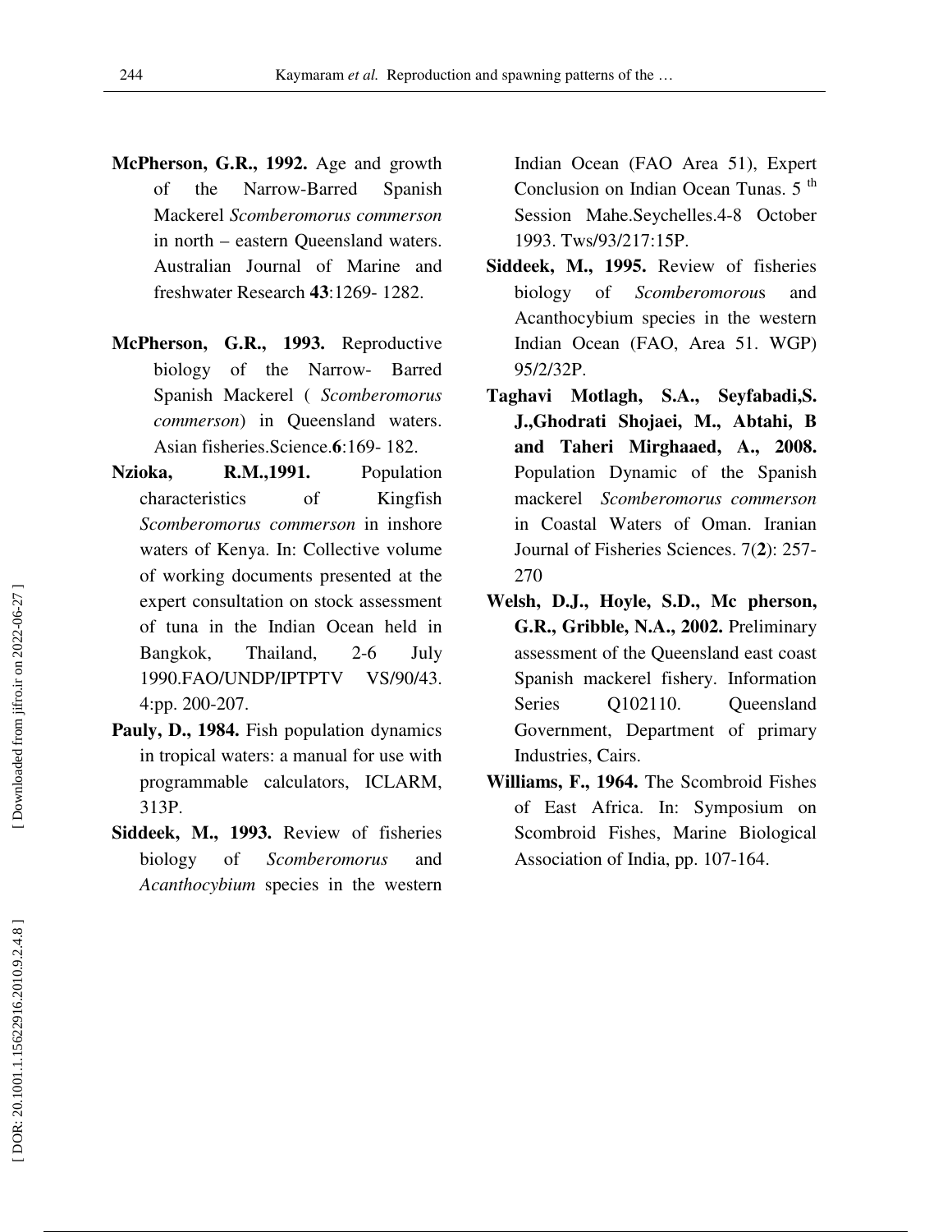**McPherson, G.R., 1992.** Age and growth of the Narrow-Barred Spanish Mackerel *Scomberomorus commerson* in north – eastern Queensland waters. Australian Journal of Marine and freshwater Research **43**:1269- 1282.

**McPherson, G.R., 1993.** Reproductive biology of the Narrow- Barred Spanish Mackerel ( *Scomberomorus commerson*) in Queensland waters. Asian fisheries.Science.**6**:169- 182.

**Nzioka, R.M.,1991.** Population characteristics of Kingfish *Scomberomorus commerson* in inshore waters of Kenya. In: Collective volume of working documents presented at the expert consultation on stock assessment of tuna in the Indian Ocean held in Bangkok, Thailand, 2-6 July 1990.FAO/UNDP/IPTPTV VS/90/43. 4:pp. 200-207.

**Pauly, D., 1984.** Fish population dynamics in tropical waters: a manual for use with programmable calculators, ICLARM, 313P.

**Siddeek, M., 1993.** Review of fisheries biology of *Scomberomorus* and *Acanthocybium* species in the western Indian Ocean (FAO Area 51), Expert Conclusion on Indian Ocean Tunas. 5 th Session Mahe.Seychelles.4-8 October 1993. Tws/93/217:15P.

**Siddeek, M., 1995.** Review of fisheries biology of *Scomberomorou*s and Acanthocybium species in the western Indian Ocean (FAO, Area 51. WGP) 95/2/32P.

**Taghavi Motlagh, S.A., Seyfabadi,S. J.,Ghodrati Shojaei, M., Abtahi, B and Taheri Mirghaaed, A., 2008.** Population Dynamic of the Spanish mackerel *Scomberomorus commerson* in Coastal Waters of Oman. Iranian Journal of Fisheries Sciences. 7(**2**): 257-270

**Welsh, D.J., Hoyle, S.D., Mc pherson, G.R., Gribble, N.A., 2002.** Preliminary assessment of the Queensland east coast Spanish mackerel fishery. Information Series Q102110. Queensland Government, Department of primary Industries, Cairs.

**Williams, F., 1964.** The Scombroid Fishes of East Africa. In: Symposium on Scombroid Fishes, Marine Biological Association of India, pp. 107-164.